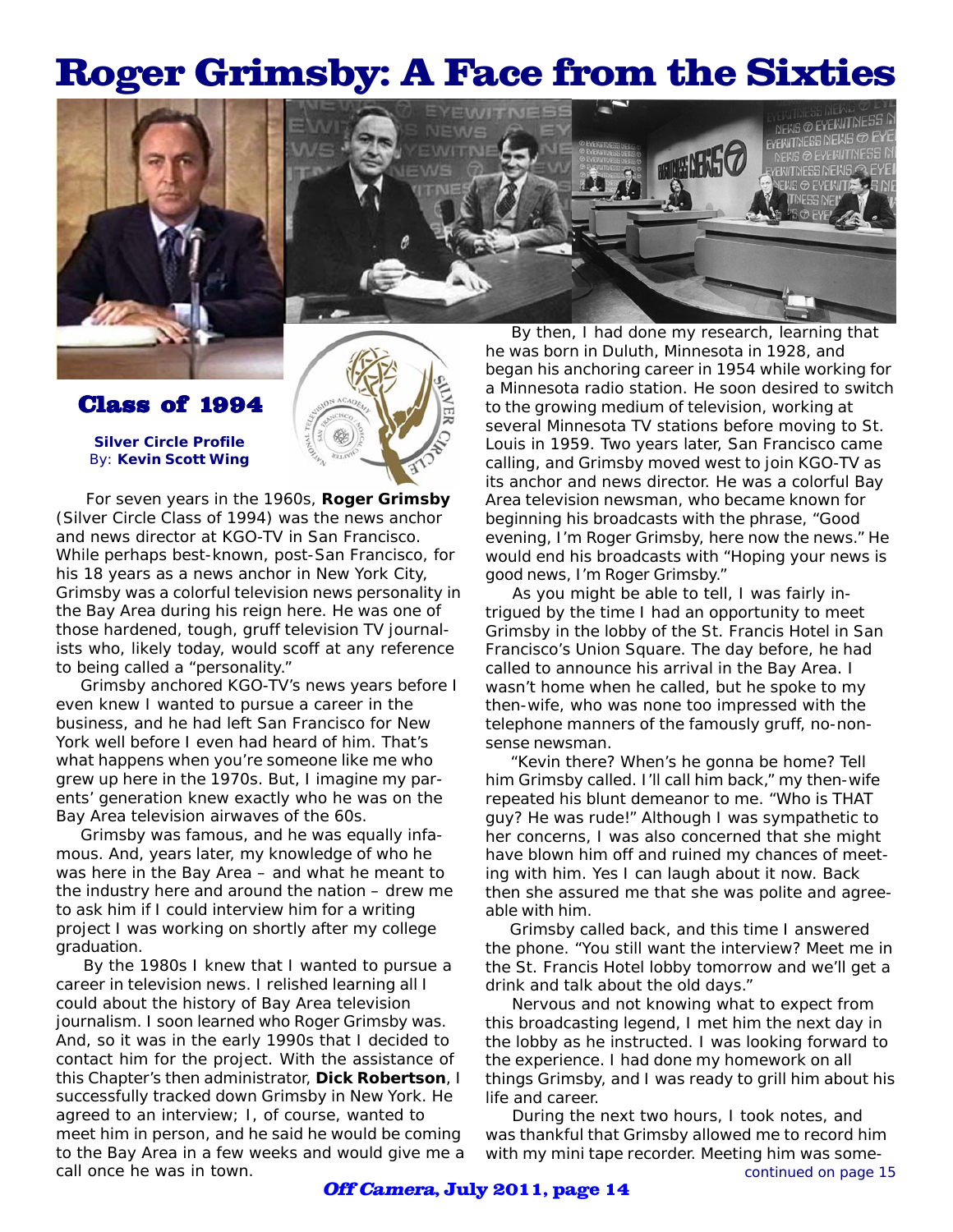# Roger Grimsby: A Face from the Sixties

## Class of 1994

**Silver Circle Profile**
By: **Kevin Scott Wing**

For seven years in the 1960s, **Roger Grimsby** (Silver Circle Class of 1994) was the news anchor and news director at KGO-TV in San Francisco. While perhaps best-known, post-San Francisco, for his 18 years as a news anchor in New York City, Grimsby was a colorful television news personality in the Bay Area during his reign here. He was one of those hardened, tough, gruff television TV journalists who, likely today, would scoff at any reference to being called a "personality."

Grimsby anchored KGO-TV's news years before I even knew I wanted to pursue a career in the business, and he had left San Francisco for New York well before I even had heard of him. That's what happens when you're someone like me who grew up here in the 1970s. But, I imagine my parents' generation knew exactly who he was on the Bay Area television airwaves of the 60s.

Grimsby was famous, and he was equally infamous. And, years later, my knowledge of who he was here in the Bay Area – and what he meant to the industry here and around the nation – drew me to ask him if I could interview him for a writing project I was working on shortly after my college graduation.

By the 1980s I knew that I wanted to pursue a career in television news. I relished learning all I could about the history of Bay Area television journalism. I soon learned who Roger Grimsby was. And, so it was in the early 1990s that I decided to contact him for the project. With the assistance of this Chapter's then administrator, **Dick Robertson**, I successfully tracked down Grimsby in New York. He agreed to an interview; I, of course, wanted to meet him in person, and he said he would be coming to the Bay Area in a few weeks and would give me a call once he was in town.

By then, I had done my research, learning that he was born in Duluth, Minnesota in 1928, and began his anchoring career in 1954 while working for a Minnesota radio station. He soon desired to switch to the growing medium of television, working at several Minnesota TV stations before moving to St. Louis in 1959. Two years later, San Francisco came calling, and Grimsby moved west to join KGO-TV as its anchor and news director. He was a colorful Bay Area television newsman, who became known for beginning his broadcasts with the phrase, "Good evening, I'm Roger Grimsby, here now the news." He would end his broadcasts with "Hoping your news is good news, I'm Roger Grimsby."

As you might be able to tell, I was fairly intrigued by the time I had an opportunity to meet Grimsby in the lobby of the St. Francis Hotel in San Francisco's Union Square. The day before, he had called to announce his arrival in the Bay Area. I wasn't home when he called, but he spoke to my then-wife, who was none too impressed with the telephone manners of the famously gruff, no-nonsense newsman.

"Kevin there? When's he gonna be home? Tell him Grimsby called. I'll call him back," my then-wife repeated his blunt demeanor to me. "Who is THAT guy? He was rude!" Although I was sympathetic to her concerns, I was also concerned that she might have blown him off and ruined my chances of meeting with him. Yes I can laugh about it now. Back then she assured me that she was polite and agreeable with him.

Grimsby called back, and this time I answered the phone. "You still want the interview? Meet me in the St. Francis Hotel lobby tomorrow and we'll get a drink and talk about the old days."

Nervous and not knowing what to expect from this broadcasting legend, I met him the next day in the lobby as he instructed. I was looking forward to the experience. I had done my homework on all things Grimsby, and I was ready to grill him about his life and career.

During the next two hours, I took notes, and was thankful that Grimsby allowed me to record him with my mini tape recorder. Meeting him was some-

continued on page 15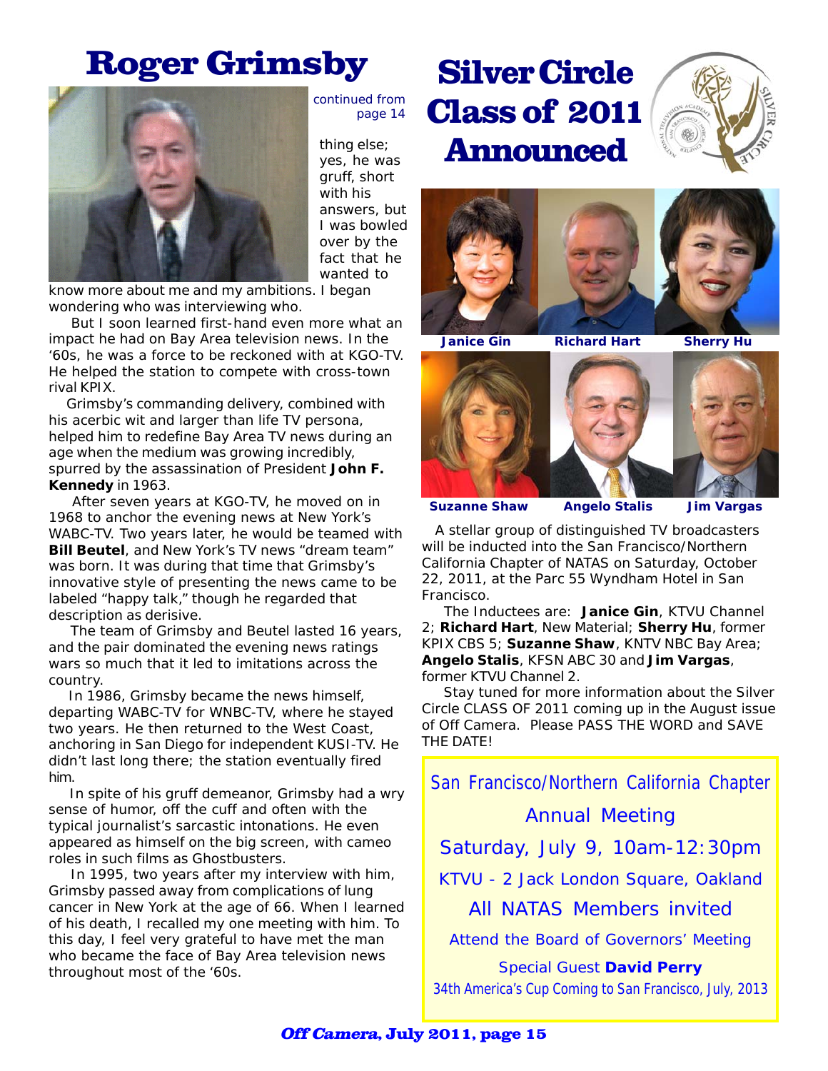# Roger Grimsby

continued from page 14

thing else; yes, he was gruff, short with his answers, but I was bowled over by the fact that he wanted to know more about me and my ambitions. I began wondering who was interviewing who.

But I soon learned first-hand even more what an impact he had on Bay Area television news. In the '60s, he was a force to be reckoned with at KGO-TV. He helped the station to compete with cross-town rival KPIX.

Grimsby's commanding delivery, combined with his acerbic wit and larger than life TV persona, helped him to redefine Bay Area TV news during an age when the medium was growing incredibly, spurred by the assassination of President **John F. Kennedy** in 1963.

After seven years at KGO-TV, he moved on in 1968 to anchor the evening news at New York's WABC-TV. Two years later, he would be teamed with **Bill Beutel**, and New York's TV news "dream team" was born. It was during that time that Grimsby's innovative style of presenting the news came to be labeled "happy talk," though he regarded that description as derisive.

The team of Grimsby and Beutel lasted 16 years, and the pair dominated the evening news ratings wars so much that it led to imitations across the country.

In 1986, Grimsby became the news himself, departing WABC-TV for WNBC-TV, where he stayed two years. He then returned to the West Coast, anchoring in San Diego for independent KUSI-TV. He didn't last long there; the station eventually fired him.

In spite of his gruff demeanor, Grimsby had a wry sense of humor, off the cuff and often with the typical journalist's sarcastic intonations. He even appeared as himself on the big screen, with cameo roles in such films as Ghostbusters.

In 1995, two years after my interview with him, Grimsby passed away from complications of lung cancer in New York at the age of 66. When I learned of his death, I recalled my one meeting with him. To this day, I feel very grateful to have met the man who became the face of Bay Area television news throughout most of the '60s.

# Silver Circle Class of 2011 Announced

**Janice Gin** **Richard Hart** **Sherry Hu**

**Suzanne Shaw** **Angelo Stalis** **Jim Vargas**

A stellar group of distinguished TV broadcasters will be inducted into the San Francisco/Northern California Chapter of NATAS on Saturday, October 22, 2011, at the Parc 55 Wyndham Hotel in San Francisco.

The Inductees are: **Janice Gin**, KTVU Channel 2; **Richard Hart**, New Material; **Sherry Hu**, former KPIX CBS 5; **Suzanne Shaw**, KNTV NBC Bay Area; **Angelo Stalis**, KFSN ABC 30 and **Jim Vargas**, former KTVU Channel 2.

Stay tuned for more information about the Silver Circle CLASS OF 2011 coming up in the August issue of Off Camera. Please PASS THE WORD and SAVE THE DATE!

San Francisco/Northern California Chapter

Annual Meeting

Saturday, July 9, 10am-12:30pm

KTVU - 2 Jack London Square, Oakland

All NATAS Members invited

Attend the Board of Governors' Meeting

Special Guest **David Perry**

34th America's Cup Coming to San Francisco, July, 2013